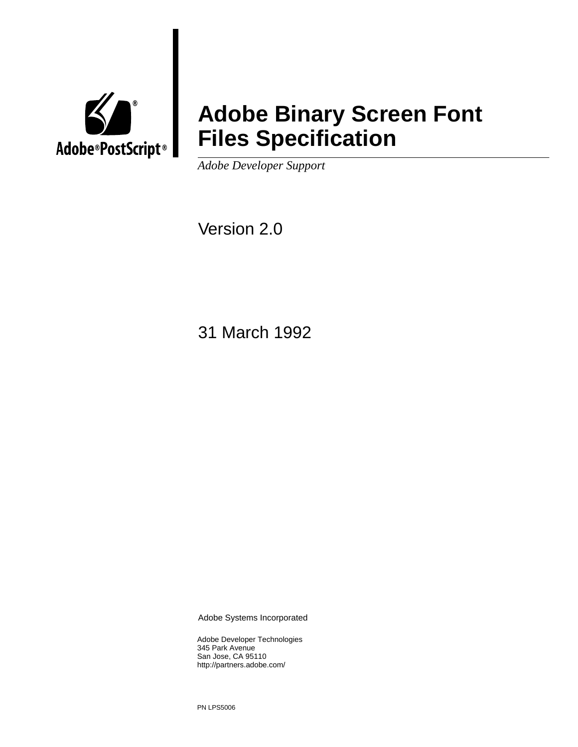Adobe® PostScript®

# Adobe Binary Screen Font Files Specification

*Adobe Developer Support*

Version 2.0

31 March 1992

Adobe Systems Incorporated

Adobe Developer Technologies
345 Park Avenue
San Jose, CA 95110
http://partners.adobe.com/

PN LPS5006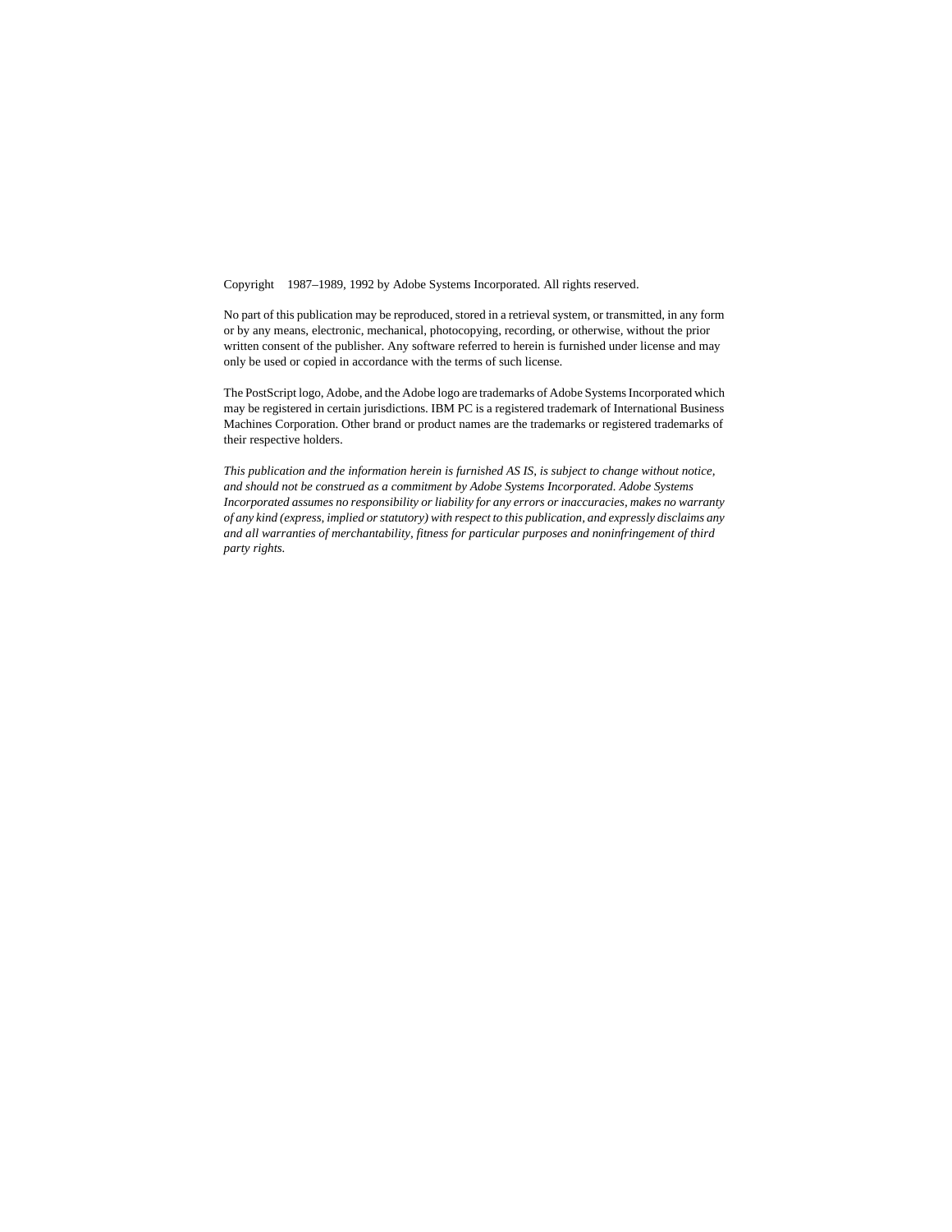Copyright 1987–1989, 1992 by Adobe Systems Incorporated. All rights reserved.

No part of this publication may be reproduced, stored in a retrieval system, or transmitted, in any form or by any means, electronic, mechanical, photocopying, recording, or otherwise, without the prior written consent of the publisher. Any software referred to herein is furnished under license and may only be used or copied in accordance with the terms of such license.

The PostScript logo, Adobe, and the Adobe logo are trademarks of Adobe Systems Incorporated which may be registered in certain jurisdictions. IBM PC is a registered trademark of International Business Machines Corporation. Other brand or product names are the trademarks or registered trademarks of their respective holders.

*This publication and the information herein is furnished AS IS, is subject to change without notice, and should not be construed as a commitment by Adobe Systems Incorporated. Adobe Systems Incorporated assumes no responsibility or liability for any errors or inaccuracies, makes no warranty of any kind (express, implied or statutory) with respect to this publication, and expressly disclaims any and all warranties of merchantability, fitness for particular purposes and noninfringement of third party rights.*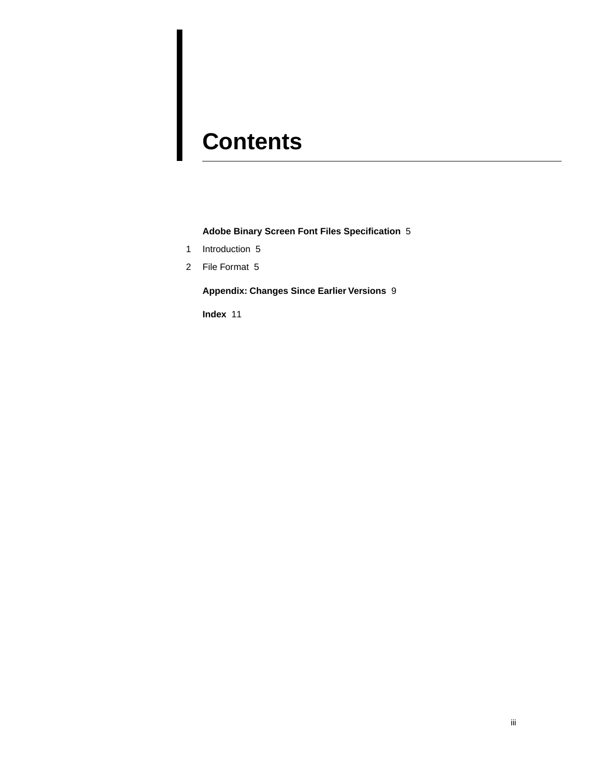# Contents

**Adobe Binary Screen Font Files Specification** 5

1 Introduction 5

2 File Format 5

**Appendix: Changes Since Earlier Versions** 9

**Index** 11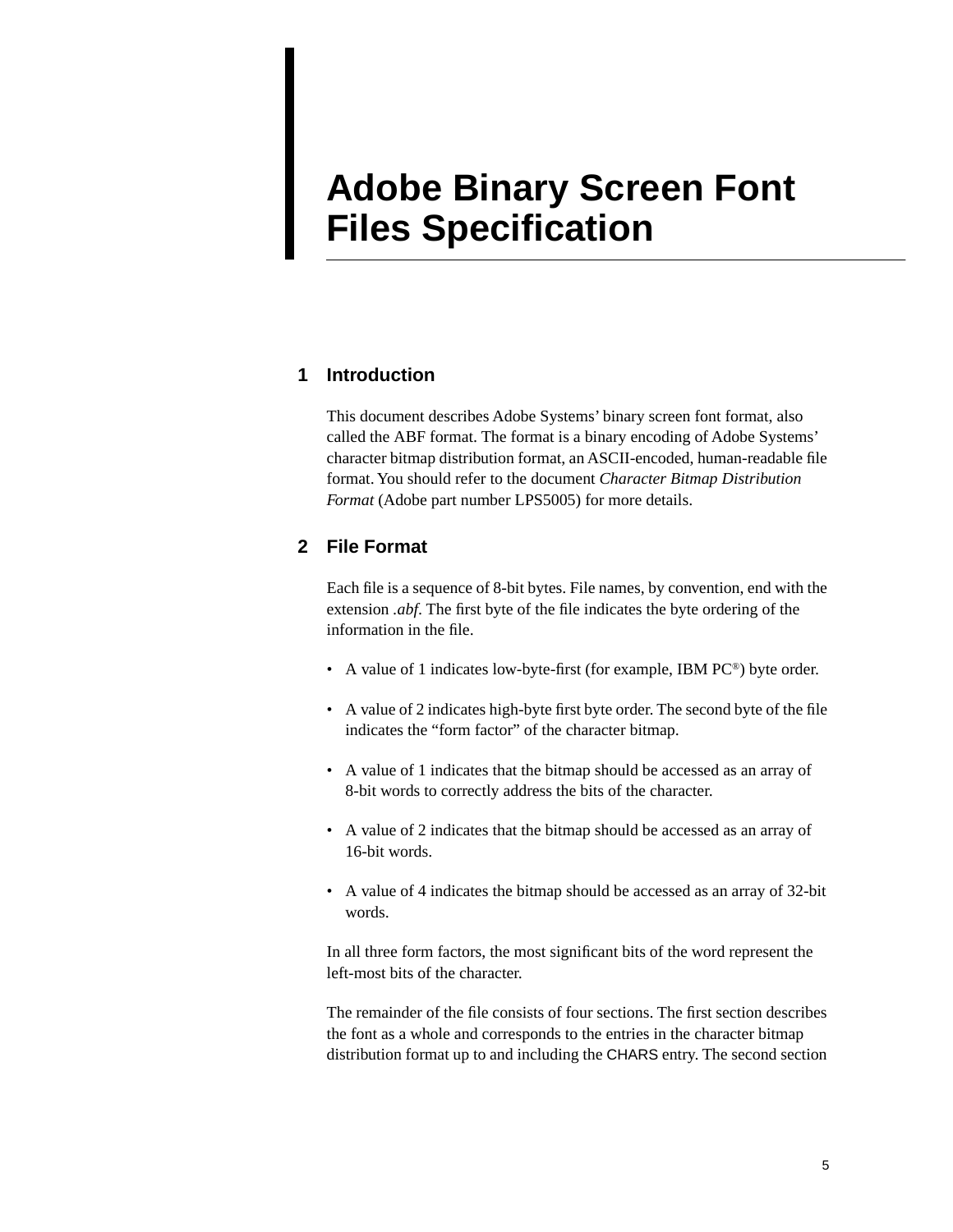# Adobe Binary Screen Font Files Specification

## 1 Introduction

This document describes Adobe Systems' binary screen font format, also called the ABF format. The format is a binary encoding of Adobe Systems' character bitmap distribution format, an ASCII-encoded, human-readable file format. You should refer to the document *Character Bitmap Distribution Format* (Adobe part number LPS5005) for more details.

## 2 File Format

Each file is a sequence of 8-bit bytes. File names, by convention, end with the extension *.abf*. The first byte of the file indicates the byte ordering of the information in the file.

- A value of 1 indicates low-byte-first (for example, IBM PC®) byte order.
- A value of 2 indicates high-byte first byte order. The second byte of the file indicates the "form factor" of the character bitmap.
- A value of 1 indicates that the bitmap should be accessed as an array of 8-bit words to correctly address the bits of the character.
- A value of 2 indicates that the bitmap should be accessed as an array of 16-bit words.
- A value of 4 indicates the bitmap should be accessed as an array of 32-bit words.

In all three form factors, the most significant bits of the word represent the left-most bits of the character.

The remainder of the file consists of four sections. The first section describes the font as a whole and corresponds to the entries in the character bitmap distribution format up to and including the CHARS entry. The second section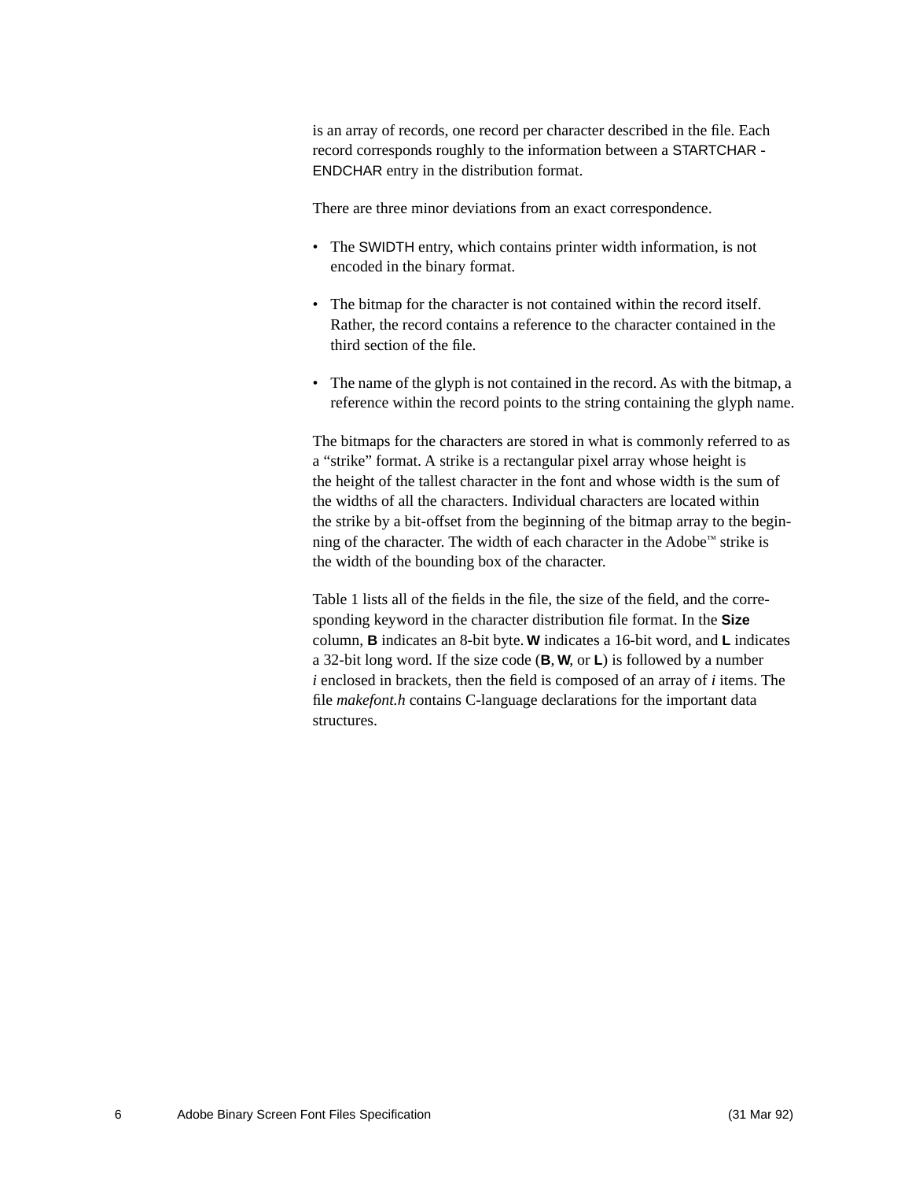is an array of records, one record per character described in the file. Each record corresponds roughly to the information between a STARTCHAR - ENDCHAR entry in the distribution format.

There are three minor deviations from an exact correspondence.

- The SWIDTH entry, which contains printer width information, is not encoded in the binary format.
- The bitmap for the character is not contained within the record itself. Rather, the record contains a reference to the character contained in the third section of the file.
- The name of the glyph is not contained in the record. As with the bitmap, a reference within the record points to the string containing the glyph name.

The bitmaps for the characters are stored in what is commonly referred to as a "strike" format. A strike is a rectangular pixel array whose height is the height of the tallest character in the font and whose width is the sum of the widths of all the characters. Individual characters are located within the strike by a bit-offset from the beginning of the bitmap array to the beginning of the character. The width of each character in the Adobe™ strike is the width of the bounding box of the character.

Table 1 lists all of the fields in the file, the size of the field, and the corresponding keyword in the character distribution file format. In the **Size** column, **B** indicates an 8-bit byte. **W** indicates a 16-bit word, and **L** indicates a 32-bit long word. If the size code (**B**, **W**, or **L**) is followed by a number *i* enclosed in brackets, then the field is composed of an array of *i* items. The file *makefont.h* contains C-language declarations for the important data structures.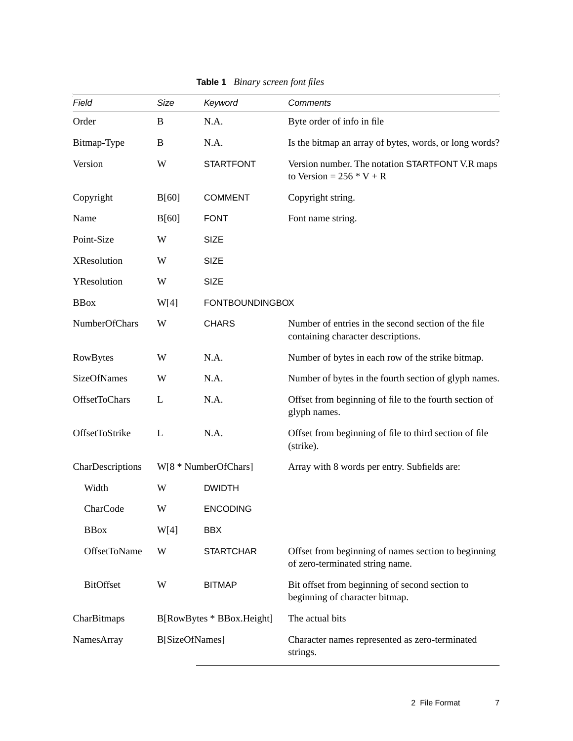**Table 1** *Binary screen font files*

| *Field* | *Size* | *Keyword* | *Comments* |
|---|---|---|---|
| Order | B | N.A. | Byte order of info in file |
| Bitmap-Type | B | N.A. | Is the bitmap an array of bytes, words, or long words? |
| Version | W | STARTFONT | Version number. The notation STARTFONT V.R maps to Version = 256 * V + R |
| Copyright | B[60] | COMMENT | Copyright string. |
| Name | B[60] | FONT | Font name string. |
| Point-Size | W | SIZE | |
| XResolution | W | SIZE | |
| YResolution | W | SIZE | |
| BBox | W[4] | FONTBOUNDINGBOX | |
| NumberOfChars | W | CHARS | Number of entries in the second section of the file containing character descriptions. |
| RowBytes | W | N.A. | Number of bytes in each row of the strike bitmap. |
| SizeOfNames | W | N.A. | Number of bytes in the fourth section of glyph names. |
| OffsetToChars | L | N.A. | Offset from beginning of file to the fourth section of glyph names. |
| OffsetToStrike | L | N.A. | Offset from beginning of file to third section of file (strike). |
| CharDescriptions | W[8 * NumberOfChars] | | Array with 8 words per entry. Subfields are: |
| Width | W | DWIDTH | |
| CharCode | W | ENCODING | |
| BBox | W[4] | BBX | |
| OffsetToName | W | STARTCHAR | Offset from beginning of names section to beginning of zero-terminated string name. |
| BitOffset | W | BITMAP | Bit offset from beginning of second section to beginning of character bitmap. |
| CharBitmaps | B[RowBytes * BBox.Height] | | The actual bits |
| NamesArray | B[SizeOfNames] | | Character names represented as zero-terminated strings. |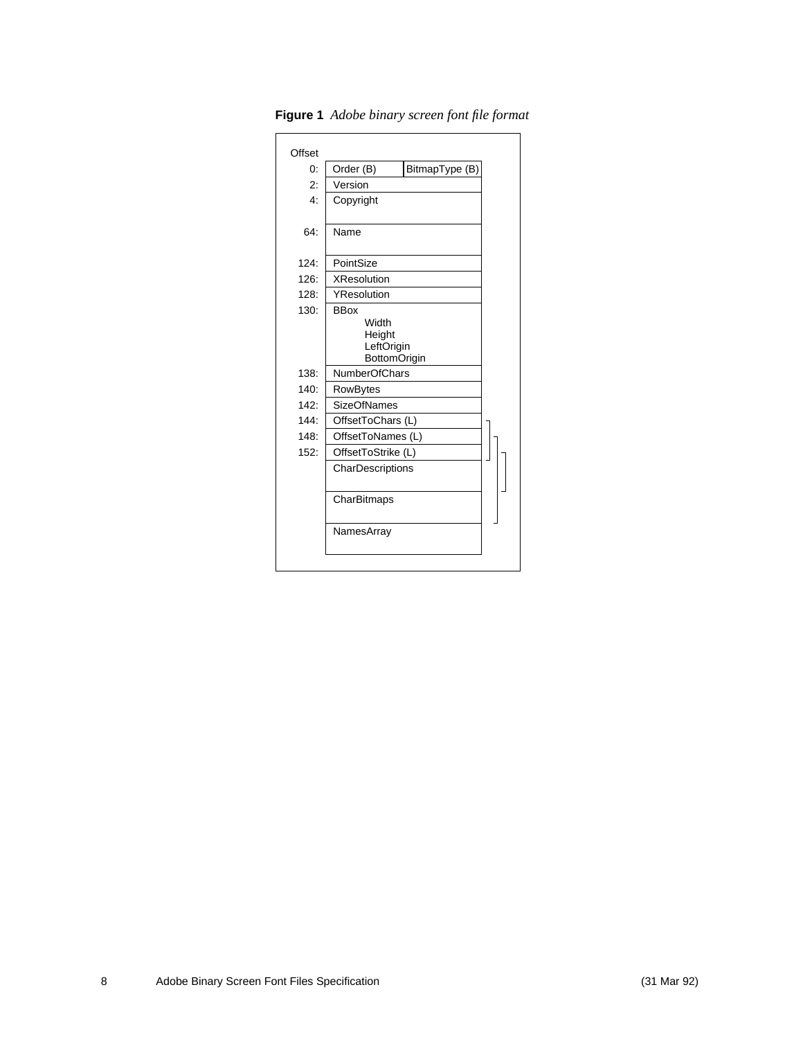**Figure 1** *Adobe binary screen font file format*

| Offset | Field |
|---|---|
| 0: | Order (B) / BitmapType (B) |
| 2: | Version |
| 4: | Copyright |
| 64: | Name |
| 124: | PointSize |
| 126: | XResolution |
| 128: | YResolution |
| 130: | BBox<br>Width<br>Height<br>LeftOrigin<br>BottomOrigin |
| 138: | NumberOfChars |
| 140: | RowBytes |
| 142: | SizeOfNames |
| 144: | OffsetToChars (L) |
| 148: | OffsetToNames (L) |
| 152: | OffsetToStrike (L) |
| | CharDescriptions |
| | CharBitmaps |
| | NamesArray |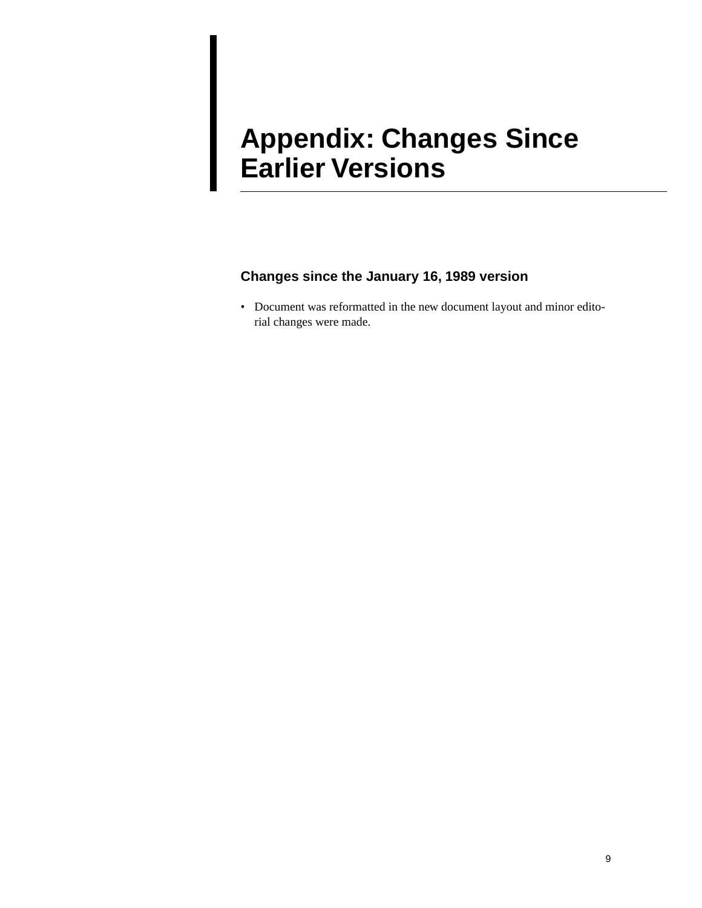# Appendix: Changes Since Earlier Versions

## Changes since the January 16, 1989 version

- Document was reformatted in the new document layout and minor editorial changes were made.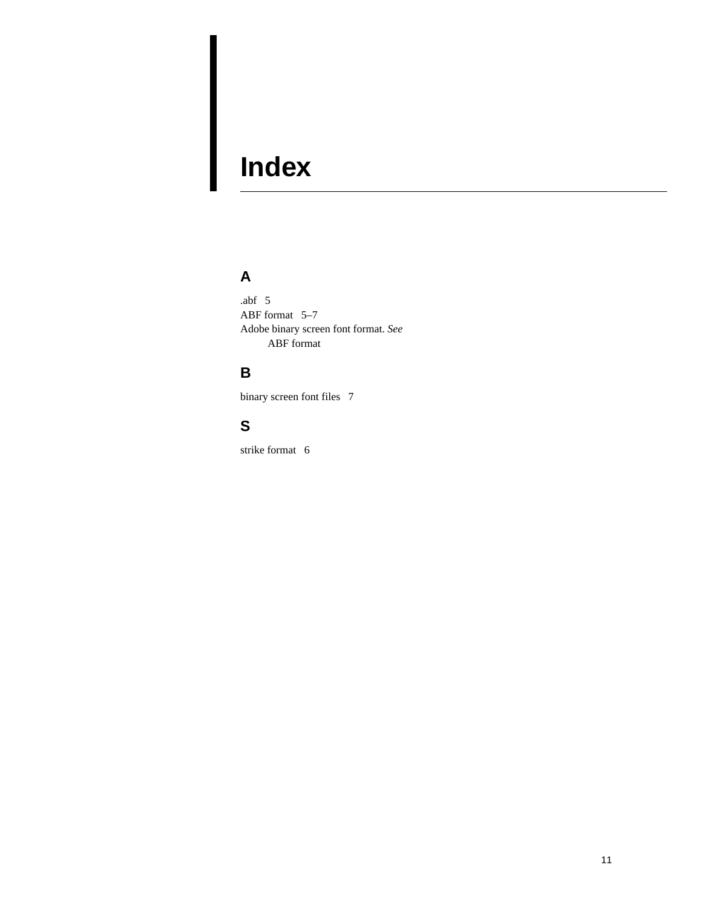# Index

## A

.abf   5
ABF format   5–7
Adobe binary screen font format. *See*
    ABF format

## B

binary screen font files   7

## S

strike format   6